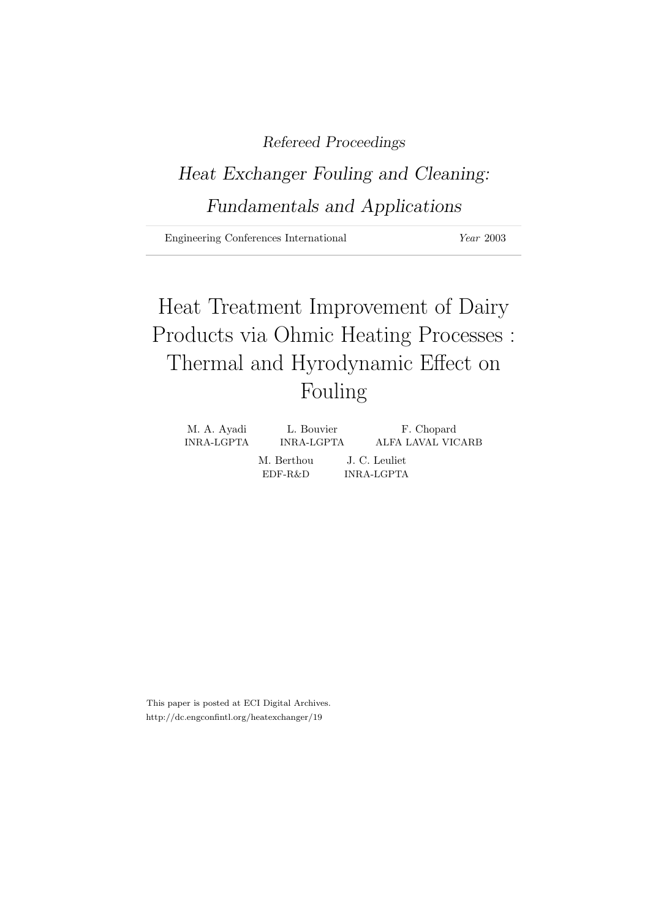*Refereed Proceedings*

*Heat Exchanger Fouling and Cleaning: Fundamentals and Applications*

Engineering Conferences International *Year* 2003

# Heat Treatment Improvement of Dairy Products via Ohmic Heating Processes : Thermal and Hyrodynamic Effect on Fouling

M. A. Ayadi, INRA-LGPTA

L. Bouvier, INRA-LGPTA

F. Chopard, ALFA LAVAL VICARB

M. Berthou, EDF-R&D

J. C. Leuliet, INRA-LGPTA

This paper is posted at ECI Digital Archives.
http://dc.engconfintl.org/heatexchanger/19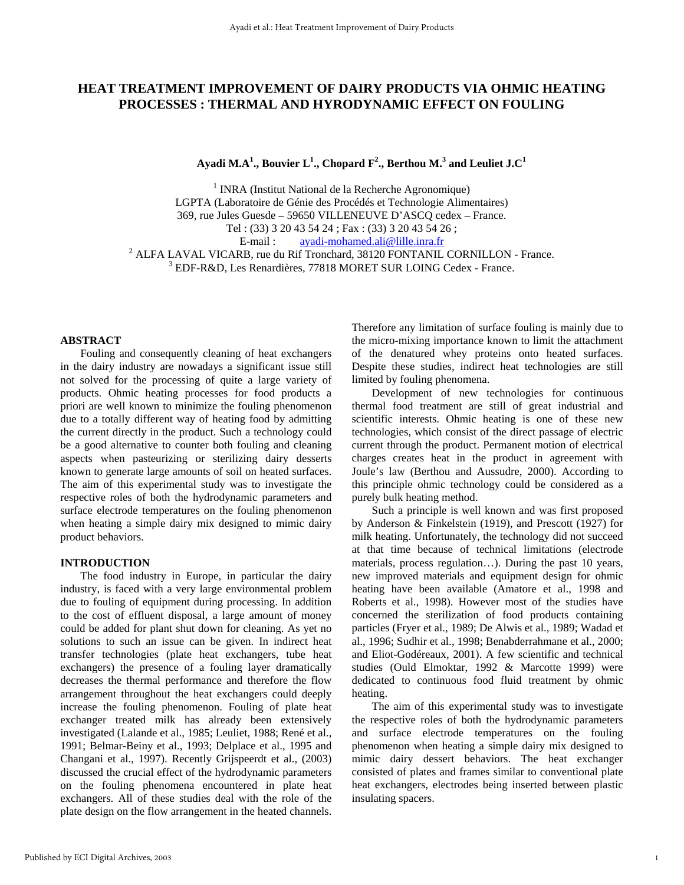# HEAT TREATMENT IMPROVEMENT OF DAIRY PRODUCTS VIA OHMIC HEATING PROCESSES : THERMAL AND HYRODYNAMIC EFFECT ON FOULING

**Ayadi M.A[1]., Bouvier L[1]., Chopard F[2]., Berthou M.[3] and Leuliet J.C[1]**

[1] INRA (Institut National de la Recherche Agronomique)
LGPTA (Laboratoire de Génie des Procédés et Technologie Alimentaires)
369, rue Jules Guesde – 59650 VILLENEUVE D'ASCQ cedex – France.
Tel : (33) 3 20 43 54 24 ; Fax : (33) 3 20 43 54 26 ;
E-mail : ayadi-mohamed.ali@lille.inra.fr
[2] ALFA LAVAL VICARB, rue du Rif Tronchard, 38120 FONTANIL CORNILLON - France.
[3] EDF-R&D, Les Renardières, 77818 MORET SUR LOING Cedex - France.

## ABSTRACT

Fouling and consequently cleaning of heat exchangers in the dairy industry are nowadays a significant issue still not solved for the processing of quite a large variety of products. Ohmic heating processes for food products a priori are well known to minimize the fouling phenomenon due to a totally different way of heating food by admitting the current directly in the product. Such a technology could be a good alternative to counter both fouling and cleaning aspects when pasteurizing or sterilizing dairy desserts known to generate large amounts of soil on heated surfaces. The aim of this experimental study was to investigate the respective roles of both the hydrodynamic parameters and surface electrode temperatures on the fouling phenomenon when heating a simple dairy mix designed to mimic dairy product behaviors.

## INTRODUCTION

The food industry in Europe, in particular the dairy industry, is faced with a very large environmental problem due to fouling of equipment during processing. In addition to the cost of effluent disposal, a large amount of money could be added for plant shut down for cleaning. As yet no solutions to such an issue can be given. In indirect heat transfer technologies (plate heat exchangers, tube heat exchangers) the presence of a fouling layer dramatically decreases the thermal performance and therefore the flow arrangement throughout the heat exchangers could deeply increase the fouling phenomenon. Fouling of plate heat exchanger treated milk has already been extensively investigated (Lalande et al., 1985; Leuliet, 1988; René et al., 1991; Belmar-Beiny et al., 1993; Delplace et al., 1995 and Changani et al., 1997). Recently Grijspeerdt et al., (2003) discussed the crucial effect of the hydrodynamic parameters on the fouling phenomena encountered in plate heat exchangers. All of these studies deal with the role of the plate design on the flow arrangement in the heated channels. Therefore any limitation of surface fouling is mainly due to the micro-mixing importance known to limit the attachment of the denatured whey proteins onto heated surfaces. Despite these studies, indirect heat technologies are still limited by fouling phenomena.

Development of new technologies for continuous thermal food treatment are still of great industrial and scientific interests. Ohmic heating is one of these new technologies, which consist of the direct passage of electric current through the product. Permanent motion of electrical charges creates heat in the product in agreement with Joule's law (Berthou and Aussudre, 2000). According to this principle ohmic technology could be considered as a purely bulk heating method.

Such a principle is well known and was first proposed by Anderson & Finkelstein (1919), and Prescott (1927) for milk heating. Unfortunately, the technology did not succeed at that time because of technical limitations (electrode materials, process regulation…). During the past 10 years, new improved materials and equipment design for ohmic heating have been available (Amatore et al., 1998 and Roberts et al., 1998). However most of the studies have concerned the sterilization of food products containing particles (Fryer et al., 1989; De Alwis et al., 1989; Wadad et al., 1996; Sudhir et al., 1998; Benabderrahmane et al., 2000; and Eliot-Godéreaux, 2001). A few scientific and technical studies (Ould Elmoktar, 1992 & Marcotte 1999) were dedicated to continuous food fluid treatment by ohmic heating.

The aim of this experimental study was to investigate the respective roles of both the hydrodynamic parameters and surface electrode temperatures on the fouling phenomenon when heating a simple dairy mix designed to mimic dairy dessert behaviors. The heat exchanger consisted of plates and frames similar to conventional plate heat exchangers, electrodes being inserted between plastic insulating spacers.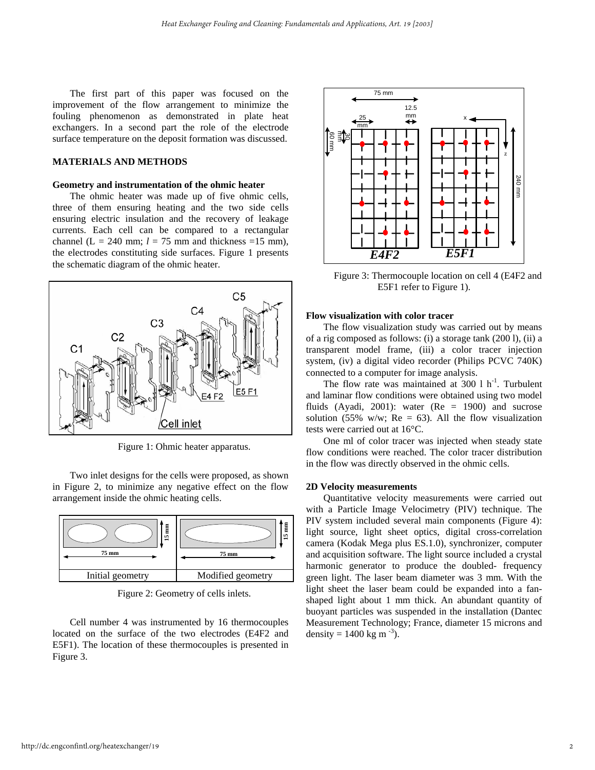The first part of this paper was focused on the improvement of the flow arrangement to minimize the fouling phenomenon as demonstrated in plate heat exchangers. In a second part the role of the electrode surface temperature on the deposit formation was discussed.

## MATERIALS AND METHODS

### Geometry and instrumentation of the ohmic heater

The ohmic heater was made up of five ohmic cells, three of them ensuring heating and the two side cells ensuring electric insulation and the recovery of leakage currents. Each cell can be compared to a rectangular channel (L = 240 mm; $l$ = 75 mm and thickness =15 mm), the electrodes constituting side surfaces. Figure 1 presents the schematic diagram of the ohmic heater.

Figure 1: Ohmic heater apparatus.

Two inlet designs for the cells were proposed, as shown in Figure 2, to minimize any negative effect on the flow arrangement inside the ohmic heating cells.

| Initial geometry | Modified geometry |
|---|---|

Figure 2: Geometry of cells inlets.

Cell number 4 was instrumented by 16 thermocouples located on the surface of the two electrodes (E4F2 and E5F1). The location of these thermocouples is presented in Figure 3.

Figure 3: Thermocouple location on cell 4 (E4F2 and E5F1 refer to Figure 1).

### Flow visualization with color tracer

The flow visualization study was carried out by means of a rig composed as follows: (i) a storage tank (200 l), (ii) a transparent model frame, (iii) a color tracer injection system, (iv) a digital video recorder (Philips PCVC 740K) connected to a computer for image analysis.

The flow rate was maintained at 300 l $h^{-1}$. Turbulent and laminar flow conditions were obtained using two model fluids (Ayadi, 2001): water (Re = 1900) and sucrose solution (55% w/w; Re = 63). All the flow visualization tests were carried out at 16°C.

One ml of color tracer was injected when steady state flow conditions were reached. The color tracer distribution in the flow was directly observed in the ohmic cells.

### 2D Velocity measurements

Quantitative velocity measurements were carried out with a Particle Image Velocimetry (PIV) technique. The PIV system included several main components (Figure 4): light source, light sheet optics, digital cross-correlation camera (Kodak Mega plus ES.1.0), synchronizer, computer and acquisition software. The light source included a crystal harmonic generator to produce the doubled- frequency green light. The laser beam diameter was 3 mm. With the light sheet the laser beam could be expanded into a fan-shaped light about 1 mm thick. An abundant quantity of buoyant particles was suspended in the installation (Dantec Measurement Technology; France, diameter 15 microns and density = 1400 kg $m^{-3}$).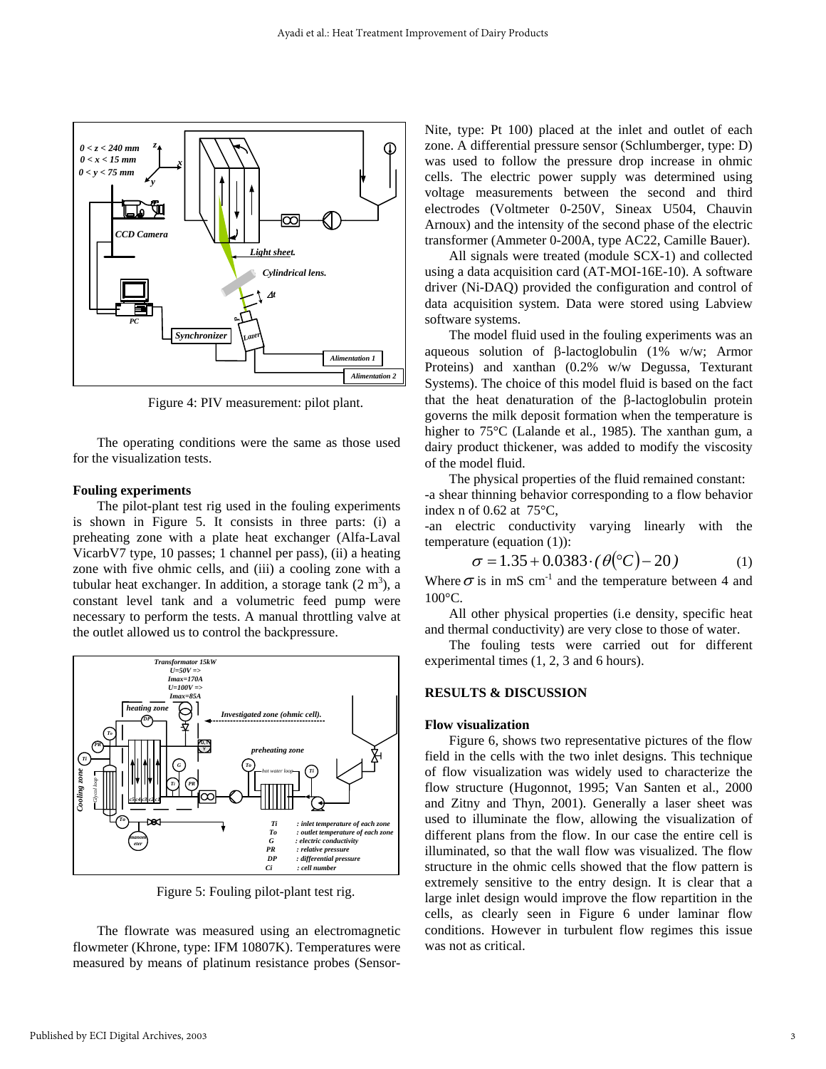Figure 4: PIV measurement: pilot plant.

The operating conditions were the same as those used for the visualization tests.

**Fouling experiments**

The pilot-plant test rig used in the fouling experiments is shown in Figure 5. It consists in three parts: (i) a preheating zone with a plate heat exchanger (Alfa-Laval VicarbV7 type, 10 passes; 1 channel per pass), (ii) a heating zone with five ohmic cells, and (iii) a cooling zone with a tubular heat exchanger. In addition, a storage tank (2 $m^3$), a constant level tank and a volumetric feed pump were necessary to perform the tests. A manual throttling valve at the outlet allowed us to control the backpressure.

Figure 5: Fouling pilot-plant test rig.

The flowrate was measured using an electromagnetic flowmeter (Khrone, type: IFM 10807K). Temperatures were measured by means of platinum resistance probes (Sensor-Nite, type: Pt 100) placed at the inlet and outlet of each zone. A differential pressure sensor (Schlumberger, type: D) was used to follow the pressure drop increase in ohmic cells. The electric power supply was determined using voltage measurements between the second and third electrodes (Voltmeter 0-250V, Sineax U504, Chauvin Arnoux) and the intensity of the second phase of the electric transformer (Ammeter 0-200A, type AC22, Camille Bauer).

All signals were treated (module SCX-1) and collected using a data acquisition card (AT-MOI-16E-10). A software driver (Ni-DAQ) provided the configuration and control of data acquisition system. Data were stored using Labview software systems.

The model fluid used in the fouling experiments was an aqueous solution of β-lactoglobulin (1% w/w; Armor Proteins) and xanthan (0.2% w/w Degussa, Texturant Systems). The choice of this model fluid is based on the fact that the heat denaturation of the β-lactoglobulin protein governs the milk deposit formation when the temperature is higher to 75°C (Lalande et al., 1985). The xanthan gum, a dairy product thickener, was added to modify the viscosity of the model fluid.

The physical properties of the fluid remained constant:
-a shear thinning behavior corresponding to a flow behavior index n of 0.62 at 75°C,
-an electric conductivity varying linearly with the temperature (equation (1)):

$$\sigma = 1.35 + 0.0383 \cdot (\theta(°C) - 20) \qquad (1)$$

Where $\sigma$ is in mS $cm^{-1}$ and the temperature between 4 and 100°C.

All other physical properties (i.e density, specific heat and thermal conductivity) are very close to those of water.

The fouling tests were carried out for different experimental times (1, 2, 3 and 6 hours).

## RESULTS & DISCUSSION

**Flow visualization**

Figure 6, shows two representative pictures of the flow field in the cells with the two inlet designs. This technique of flow visualization was widely used to characterize the flow structure (Hugonnot, 1995; Van Santen et al., 2000 and Zitny and Thyn, 2001). Generally a laser sheet was used to illuminate the flow, allowing the visualization of different plans from the flow. In our case the entire cell is illuminated, so that the wall flow was visualized. The flow structure in the ohmic cells showed that the flow pattern is extremely sensitive to the entry design. It is clear that a large inlet design would improve the flow repartition in the cells, as clearly seen in Figure 6 under laminar flow conditions. However in turbulent flow regimes this issue was not as critical.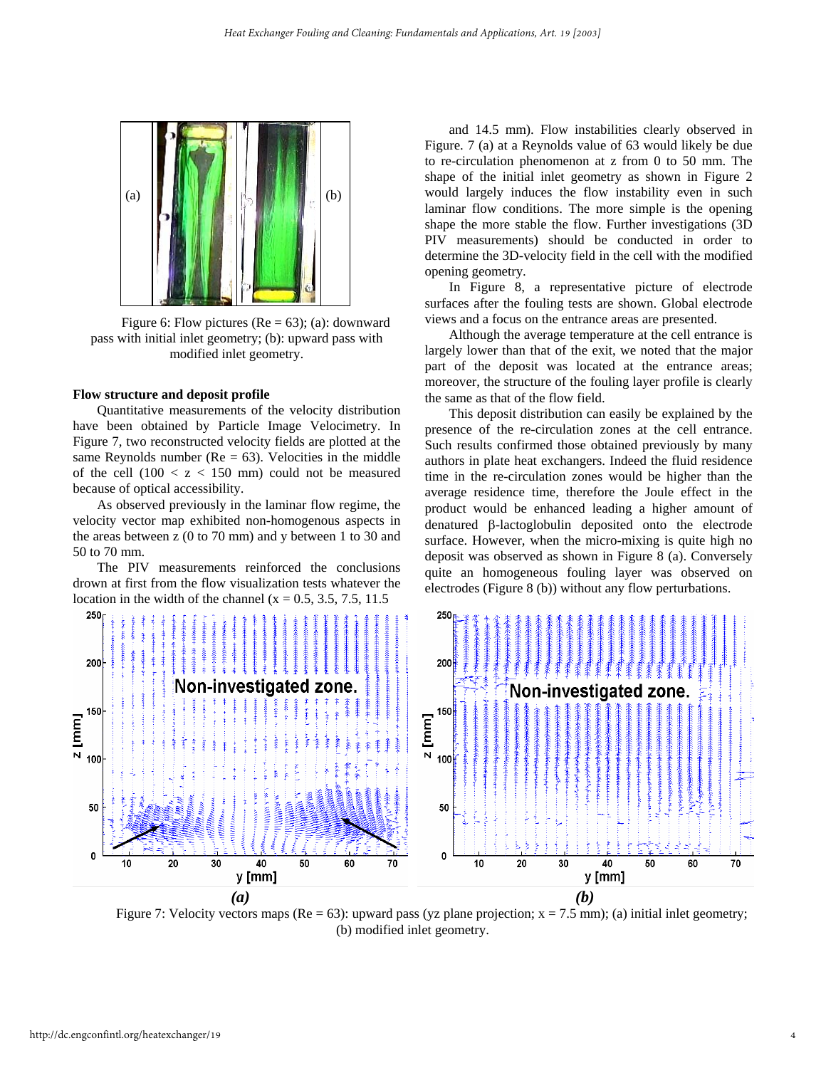Figure 6: Flow pictures (Re = 63); (a): downward pass with initial inlet geometry; (b): upward pass with modified inlet geometry.

**Flow structure and deposit profile**

Quantitative measurements of the velocity distribution have been obtained by Particle Image Velocimetry. In Figure 7, two reconstructed velocity fields are plotted at the same Reynolds number (Re = 63). Velocities in the middle of the cell ($100 < z < 150$ mm) could not be measured because of optical accessibility.

As observed previously in the laminar flow regime, the velocity vector map exhibited non-homogenous aspects in the areas between z (0 to 70 mm) and y between 1 to 30 and 50 to 70 mm.

The PIV measurements reinforced the conclusions drown at first from the flow visualization tests whatever the location in the width of the channel (x = 0.5, 3.5, 7.5, 11.5 and 14.5 mm). Flow instabilities clearly observed in Figure. 7 (a) at a Reynolds value of 63 would likely be due to re-circulation phenomenon at z from 0 to 50 mm. The shape of the initial inlet geometry as shown in Figure 2 would largely induces the flow instability even in such laminar flow conditions. The more simple is the opening shape the more stable the flow. Further investigations (3D PIV measurements) should be conducted in order to determine the 3D-velocity field in the cell with the modified opening geometry.

In Figure 8, a representative picture of electrode surfaces after the fouling tests are shown. Global electrode views and a focus on the entrance areas are presented.

Although the average temperature at the cell entrance is largely lower than that of the exit, we noted that the major part of the deposit was located at the entrance areas; moreover, the structure of the fouling layer profile is clearly the same as that of the flow field.

This deposit distribution can easily be explained by the presence of the re-circulation zones at the cell entrance. Such results confirmed those obtained previously by many authors in plate heat exchangers. Indeed the fluid residence time in the re-circulation zones would be higher than the average residence time, therefore the Joule effect in the product would be enhanced leading a higher amount of denatured β-lactoglobulin deposited onto the electrode surface. However, when the micro-mixing is quite high no deposit was observed as shown in Figure 8 (a). Conversely quite an homogeneous fouling layer was observed on electrodes (Figure 8 (b)) without any flow perturbations.

Figure 7: Velocity vectors maps (Re = 63): upward pass (yz plane projection; x = 7.5 mm); (a) initial inlet geometry; (b) modified inlet geometry.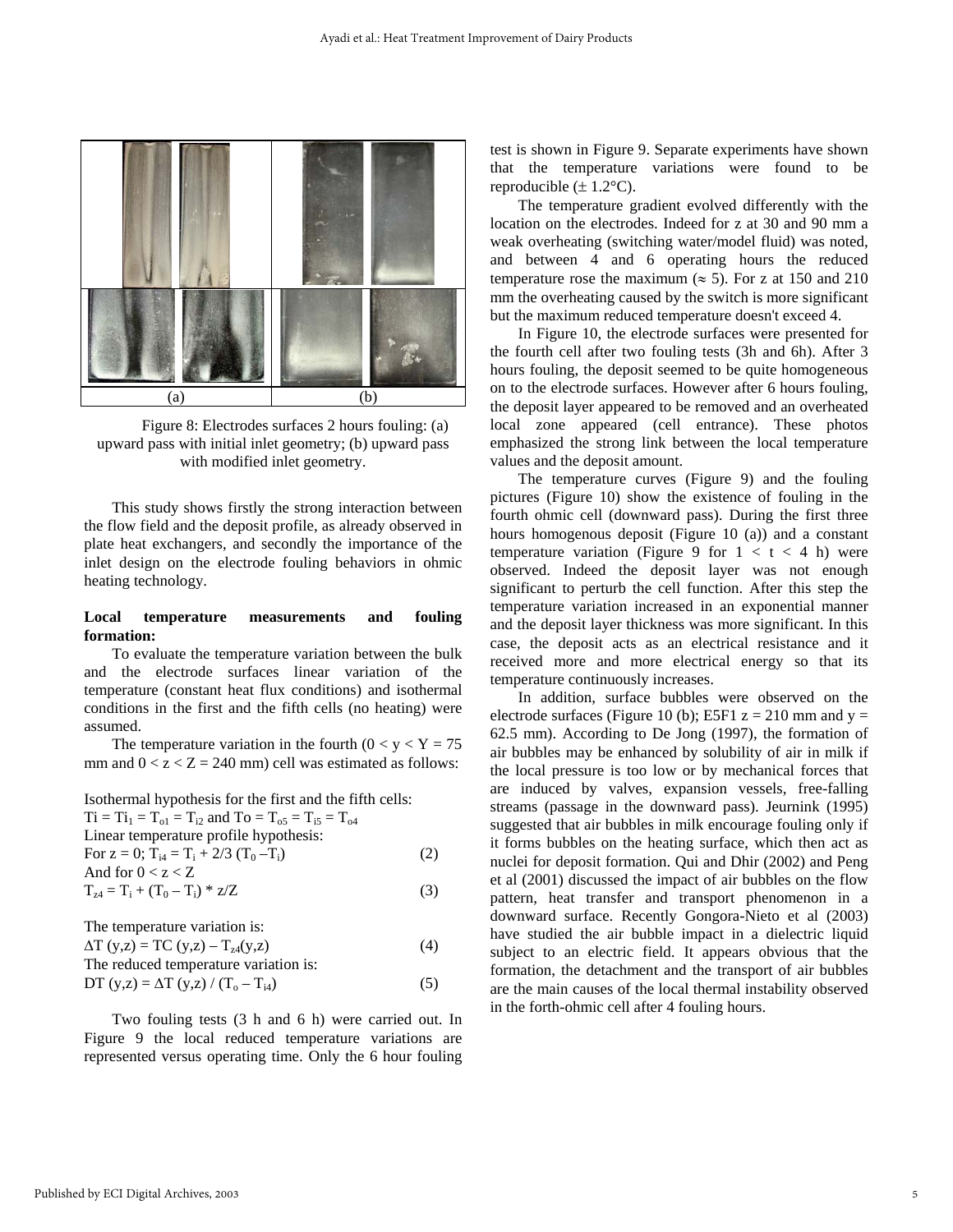Figure 8: Electrodes surfaces 2 hours fouling: (a) upward pass with initial inlet geometry; (b) upward pass with modified inlet geometry.

This study shows firstly the strong interaction between the flow field and the deposit profile, as already observed in plate heat exchangers, and secondly the importance of the inlet design on the electrode fouling behaviors in ohmic heating technology.

**Local temperature measurements and fouling formation:**

To evaluate the temperature variation between the bulk and the electrode surfaces linear variation of the temperature (constant heat flux conditions) and isothermal conditions in the first and the fifth cells (no heating) were assumed.

The temperature variation in the fourth ($0 < y < Y = 75$ mm and $0 < z < Z = 240$ mm) cell was estimated as follows:

Isothermal hypothesis for the first and the fifth cells:

$T_i = T_{i1} = T_{o1} = T_{i2}$ and $T_o = T_{o5} = T_{i5} = T_{o4}$

Linear temperature profile hypothesis:

For z = 0; $T_{i4} = T_i + 2/3\,(T_0 - T_i)$ (2)

And for $0 < z < Z$

$T_{z4} = T_i + (T_0 - T_i) * z/Z$ (3)

The temperature variation is:

$\Delta T\,(y,z) = TC\,(y,z) - T_{z4}(y,z)$ (4)

The reduced temperature variation is:

$DT\,(y,z) = \Delta T\,(y,z) / (T_o - T_{i4})$ (5)

Two fouling tests (3 h and 6 h) were carried out. In Figure 9 the local reduced temperature variations are represented versus operating time. Only the 6 hour fouling test is shown in Figure 9. Separate experiments have shown that the temperature variations were found to be reproducible (± 1.2°C).

The temperature gradient evolved differently with the location on the electrodes. Indeed for z at 30 and 90 mm a weak overheating (switching water/model fluid) was noted, and between 4 and 6 operating hours the reduced temperature rose the maximum (≈ 5). For z at 150 and 210 mm the overheating caused by the switch is more significant but the maximum reduced temperature doesn't exceed 4.

In Figure 10, the electrode surfaces were presented for the fourth cell after two fouling tests (3h and 6h). After 3 hours fouling, the deposit seemed to be quite homogeneous on to the electrode surfaces. However after 6 hours fouling, the deposit layer appeared to be removed and an overheated local zone appeared (cell entrance). These photos emphasized the strong link between the local temperature values and the deposit amount.

The temperature curves (Figure 9) and the fouling pictures (Figure 10) show the existence of fouling in the fourth ohmic cell (downward pass). During the first three hours homogenous deposit (Figure 10 (a)) and a constant temperature variation (Figure 9 for $1 < t < 4$ h) were observed. Indeed the deposit layer was not enough significant to perturb the cell function. After this step the temperature variation increased in an exponential manner and the deposit layer thickness was more significant. In this case, the deposit acts as an electrical resistance and it received more and more electrical energy so that its temperature continuously increases.

In addition, surface bubbles were observed on the electrode surfaces (Figure 10 (b); E5F1 z = 210 mm and y = 62.5 mm). According to De Jong (1997), the formation of air bubbles may be enhanced by solubility of air in milk if the local pressure is too low or by mechanical forces that are induced by valves, expansion vessels, free-falling streams (passage in the downward pass). Jeurnink (1995) suggested that air bubbles in milk encourage fouling only if it forms bubbles on the heating surface, which then act as nuclei for deposit formation. Qui and Dhir (2002) and Peng et al (2001) discussed the impact of air bubbles on the flow pattern, heat transfer and transport phenomenon in a downward surface. Recently Gongora-Nieto et al (2003) have studied the air bubble impact in a dielectric liquid subject to an electric field. It appears obvious that the formation, the detachment and the transport of air bubbles are the main causes of the local thermal instability observed in the forth-ohmic cell after 4 fouling hours.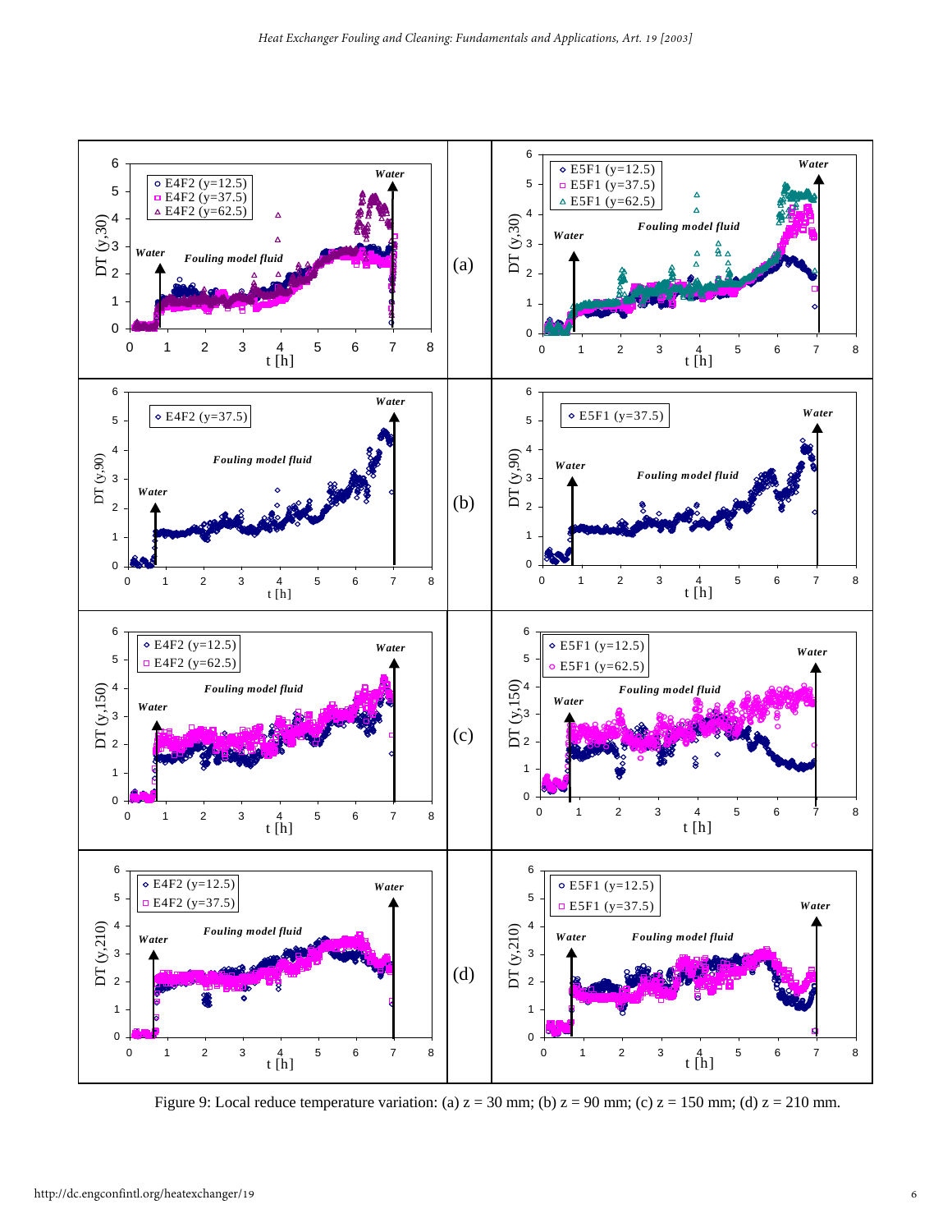Figure 9: Local reduce temperature variation: (a) z = 30 mm; (b) z = 90 mm; (c) z = 150 mm; (d) z = 210 mm.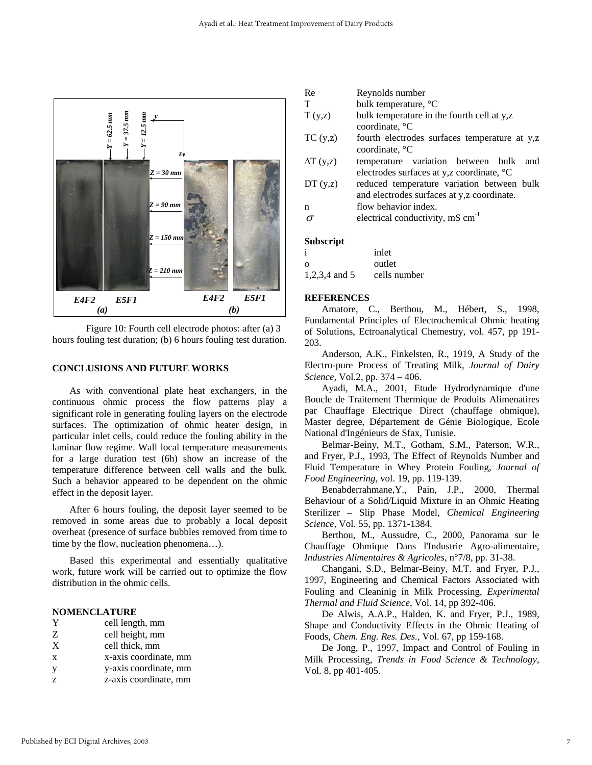Figure 10: Fourth cell electrode photos: after (a) 3 hours fouling test duration; (b) 6 hours fouling test duration.

## CONCLUSIONS AND FUTURE WORKS

As with conventional plate heat exchangers, in the continuous ohmic process the flow patterns play a significant role in generating fouling layers on the electrode surfaces. The optimization of ohmic heater design, in particular inlet cells, could reduce the fouling ability in the laminar flow regime. Wall local temperature measurements for a large duration test (6h) show an increase of the temperature difference between cell walls and the bulk. Such a behavior appeared to be dependent on the ohmic effect in the deposit layer.

After 6 hours fouling, the deposit layer seemed to be removed in some areas due to probably a local deposit overheat (presence of surface bubbles removed from time to time by the flow, nucleation phenomena…).

Based this experimental and essentially qualitative work, future work will be carried out to optimize the flow distribution in the ohmic cells.

## NOMENCLATURE

| | |
|---|---|
| Y | cell length, mm |
| Z | cell height, mm |
| X | cell thick, mm |
| x | x-axis coordinate, mm |
| y | y-axis coordinate, mm |
| z | z-axis coordinate, mm |
| Re | Reynolds number |
| T | bulk temperature, °C |
| T (y,z) | bulk temperature in the fourth cell at y,z coordinate, °C |
| TC (y,z) | fourth electrodes surfaces temperature at y,z coordinate, °C |
| $\Delta$T (y,z) | temperature variation between bulk and electrodes surfaces at y,z coordinate, °C |
| DT (y,z) | reduced temperature variation between bulk and electrodes surfaces at y,z coordinate. |
| n | flow behavior index. |
| $\sigma$ | electrical conductivity, mS $cm^{-1}$ |

### Subscript

| | |
|---|---|
| i | inlet |
| o | outlet |
| 1,2,3,4 and 5 | cells number |

## REFERENCES

Amatore, C., Berthou, M., Hébert, S., 1998, Fundamental Principles of Electrochemical Ohmic heating of Solutions, Ectroanalytical Chemestry, vol. 457, pp 191-203.

Anderson, A.K., Finkelsten, R., 1919, A Study of the Electro-pure Process of Treating Milk, *Journal of Dairy Science*, Vol.2, pp. 374 – 406.

Ayadi, M.A., 2001, Etude Hydrodynamique d'une Boucle de Traitement Thermique de Produits Alimenatires par Chauffage Electrique Direct (chauffage ohmique), Master degree, Département de Génie Biologique, Ecole National d'Ingénieurs de Sfax, Tunisie.

Belmar-Beiny, M.T., Gotham, S.M., Paterson, W.R., and Fryer, P.J., 1993, The Effect of Reynolds Number and Fluid Temperature in Whey Protein Fouling, *Journal of Food Engineering*, vol. 19, pp. 119-139.

Benabderrahmane,Y., Pain, J.P., 2000, Thermal Behaviour of a Solid/Liquid Mixture in an Ohmic Heating Sterilizer – Slip Phase Model, *Chemical Engineering Science*, Vol. 55, pp. 1371-1384.

Berthou, M., Aussudre, C., 2000, Panorama sur le Chauffage Ohmique Dans l'Industrie Agro-alimentaire, *Industries Alimentaires & Agricoles*, n°7/8, pp. 31-38.

Changani, S.D., Belmar-Beiny, M.T. and Fryer, P.J., 1997, Engineering and Chemical Factors Associated with Fouling and Cleaninig in Milk Processing, *Experimental Thermal and Fluid Science*, Vol. 14, pp 392-406.

De Alwis, A.A.P., Halden, K. and Fryer, P.J., 1989, Shape and Conductivity Effects in the Ohmic Heating of Foods, *Chem. Eng. Res. Des.*, Vol. 67, pp 159-168.

De Jong, P., 1997, Impact and Control of Fouling in Milk Processing, *Trends in Food Science & Technology*, Vol. 8, pp 401-405.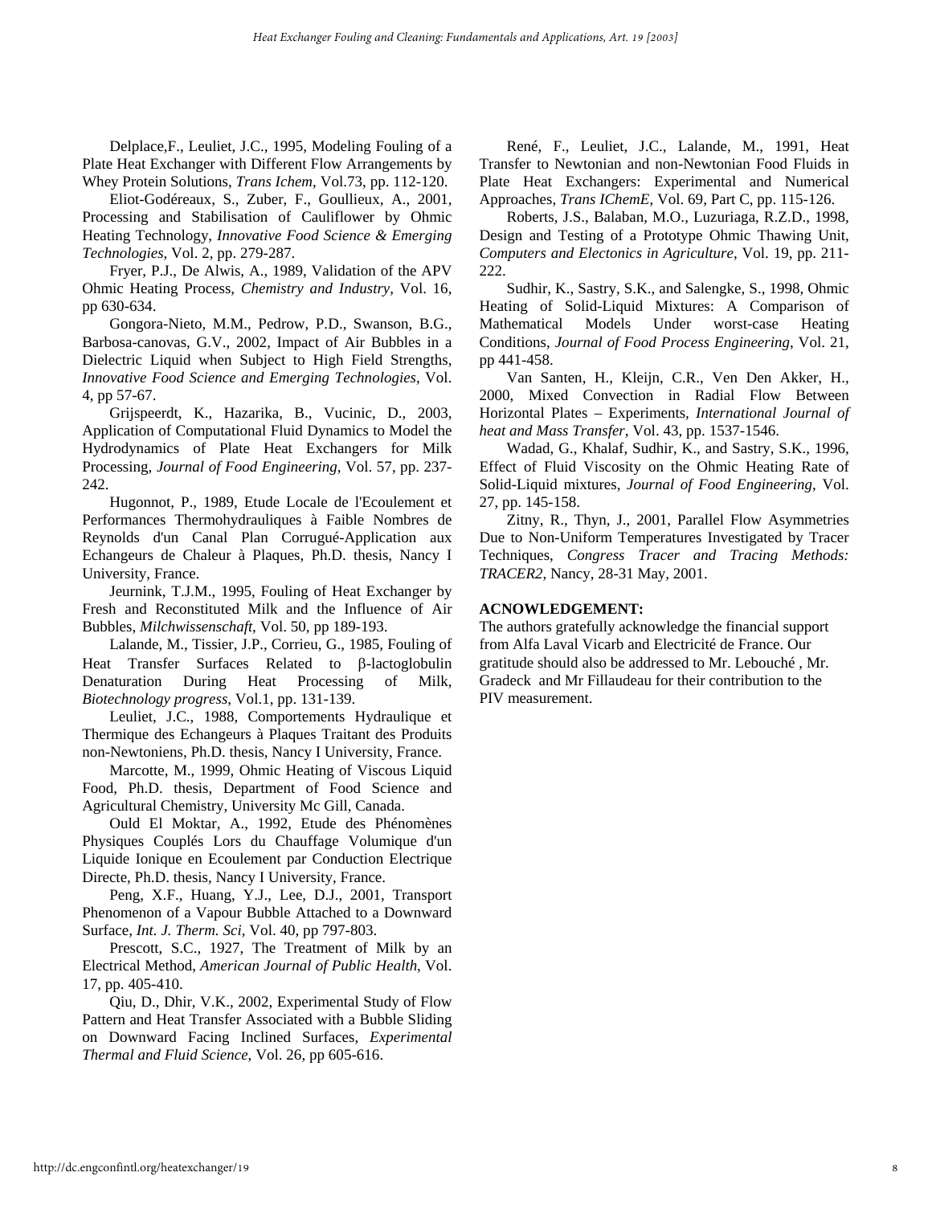Delplace,F., Leuliet, J.C., 1995, Modeling Fouling of a Plate Heat Exchanger with Different Flow Arrangements by Whey Protein Solutions, *Trans Ichem*, Vol.73, pp. 112-120.

Eliot-Godéreaux, S., Zuber, F., Goullieux, A., 2001, Processing and Stabilisation of Cauliflower by Ohmic Heating Technology, *Innovative Food Science & Emerging Technologies*, Vol. 2, pp. 279-287.

Fryer, P.J., De Alwis, A., 1989, Validation of the APV Ohmic Heating Process, *Chemistry and Industry*, Vol. 16, pp 630-634.

Gongora-Nieto, M.M., Pedrow, P.D., Swanson, B.G., Barbosa-canovas, G.V., 2002, Impact of Air Bubbles in a Dielectric Liquid when Subject to High Field Strengths, *Innovative Food Science and Emerging Technologies*, Vol. 4, pp 57-67.

Grijspeerdt, K., Hazarika, B., Vucinic, D., 2003, Application of Computational Fluid Dynamics to Model the Hydrodynamics of Plate Heat Exchangers for Milk Processing, *Journal of Food Engineering*, Vol. 57, pp. 237-242.

Hugonnot, P., 1989, Etude Locale de l'Ecoulement et Performances Thermohydrauliques à Faible Nombres de Reynolds d'un Canal Plan Corrugué-Application aux Echangeurs de Chaleur à Plaques, Ph.D. thesis, Nancy I University, France.

Jeurnink, T.J.M., 1995, Fouling of Heat Exchanger by Fresh and Reconstituted Milk and the Influence of Air Bubbles, *Milchwissenschaft*, Vol. 50, pp 189-193.

Lalande, M., Tissier, J.P., Corrieu, G., 1985, Fouling of Heat Transfer Surfaces Related to β-lactoglobulin Denaturation During Heat Processing of Milk, *Biotechnology progress*, Vol.1, pp. 131-139.

Leuliet, J.C., 1988, Comportements Hydraulique et Thermique des Echangeurs à Plaques Traitant des Produits non-Newtoniens, Ph.D. thesis, Nancy I University, France.

Marcotte, M., 1999, Ohmic Heating of Viscous Liquid Food, Ph.D. thesis, Department of Food Science and Agricultural Chemistry, University Mc Gill, Canada.

Ould El Moktar, A., 1992, Etude des Phénomènes Physiques Couplés Lors du Chauffage Volumique d'un Liquide Ionique en Ecoulement par Conduction Electrique Directe, Ph.D. thesis, Nancy I University, France.

Peng, X.F., Huang, Y.J., Lee, D.J., 2001, Transport Phenomenon of a Vapour Bubble Attached to a Downward Surface, *Int. J. Therm. Sci*, Vol. 40, pp 797-803.

Prescott, S.C., 1927, The Treatment of Milk by an Electrical Method, *American Journal of Public Health*, Vol. 17, pp. 405-410.

Qiu, D., Dhir, V.K., 2002, Experimental Study of Flow Pattern and Heat Transfer Associated with a Bubble Sliding on Downward Facing Inclined Surfaces, *Experimental Thermal and Fluid Science*, Vol. 26, pp 605-616.

René, F., Leuliet, J.C., Lalande, M., 1991, Heat Transfer to Newtonian and non-Newtonian Food Fluids in Plate Heat Exchangers: Experimental and Numerical Approaches, *Trans IChemE*, Vol. 69, Part C, pp. 115-126.

Roberts, J.S., Balaban, M.O., Luzuriaga, R.Z.D., 1998, Design and Testing of a Prototype Ohmic Thawing Unit, *Computers and Electonics in Agriculture*, Vol. 19, pp. 211-222.

Sudhir, K., Sastry, S.K., and Salengke, S., 1998, Ohmic Heating of Solid-Liquid Mixtures: A Comparison of Mathematical Models Under worst-case Heating Conditions, *Journal of Food Process Engineering*, Vol. 21, pp 441-458.

Van Santen, H., Kleijn, C.R., Ven Den Akker, H., 2000, Mixed Convection in Radial Flow Between Horizontal Plates – Experiments, *International Journal of heat and Mass Transfer*, Vol. 43, pp. 1537-1546.

Wadad, G., Khalaf, Sudhir, K., and Sastry, S.K., 1996, Effect of Fluid Viscosity on the Ohmic Heating Rate of Solid-Liquid mixtures, *Journal of Food Engineering*, Vol. 27, pp. 145-158.

Zitny, R., Thyn, J., 2001, Parallel Flow Asymmetries Due to Non-Uniform Temperatures Investigated by Tracer Techniques, *Congress Tracer and Tracing Methods: TRACER2*, Nancy, 28-31 May, 2001.

**ACNOWLEDGEMENT:**

The authors gratefully acknowledge the financial support from Alfa Laval Vicarb and Electricité de France. Our gratitude should also be addressed to Mr. Lebouché , Mr. Gradeck and Mr Fillaudeau for their contribution to the PIV measurement.